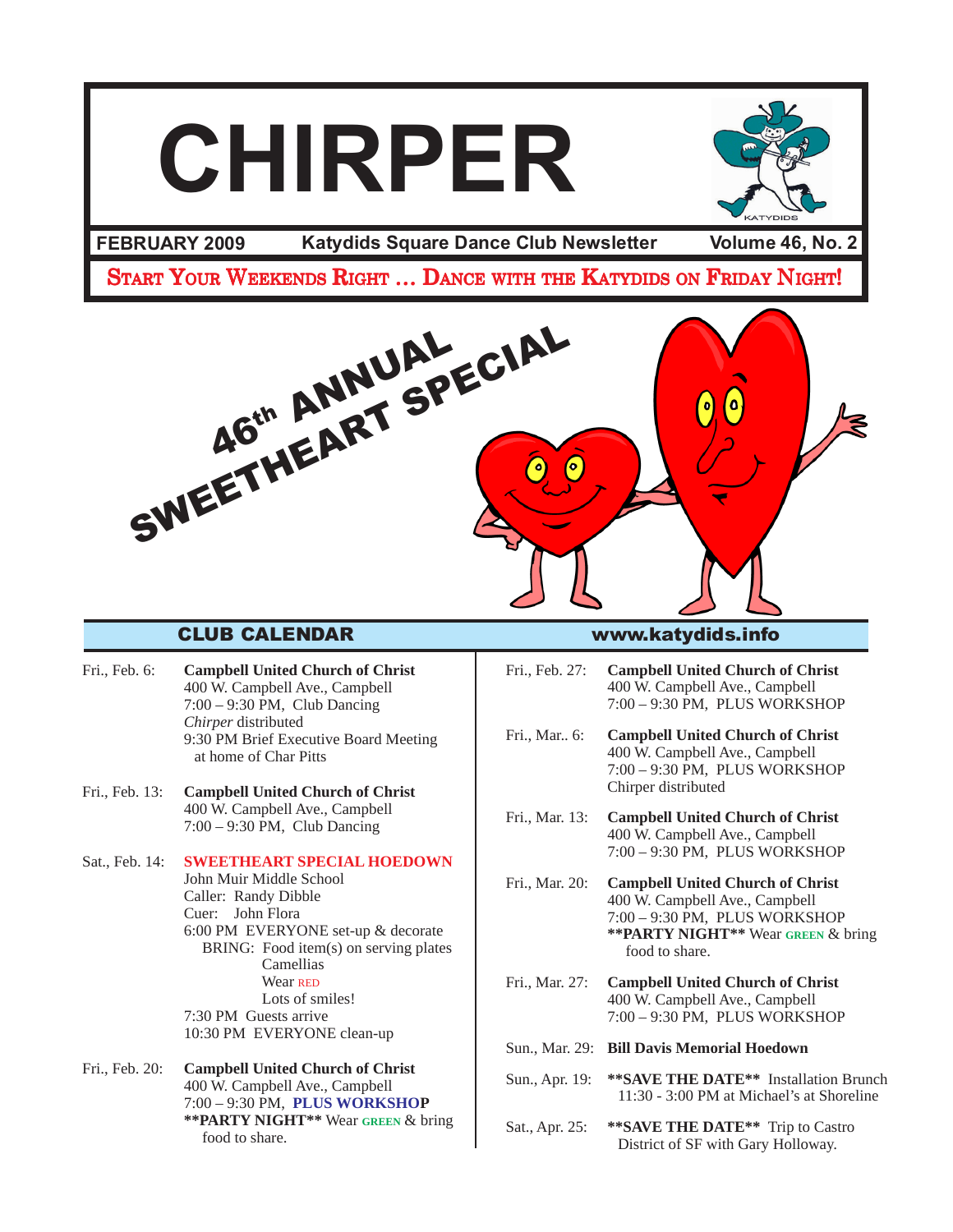# CHIRPER

**FEBRUARY 2009** | **Katydids Square Dance Club Newsletter** | **Volume 46, No. 2**

**START YOUR WEEKENDS RIGHT … DANCE WITH THE KATYDIDS ON FRIDAY NIGHT!**

46th ANNUAL SWEETHEART SPECIAL

## CLUB CALENDAR

**www.katydids.info**

Fri., Feb. 6: **Campbell United Church of Christ**
400 W. Campbell Ave., Campbell
7:00 – 9:30 PM, Club Dancing
*Chirper* distributed
9:30 PM Brief Executive Board Meeting at home of Char Pitts

Fri., Feb. 13: **Campbell United Church of Christ**
400 W. Campbell Ave., Campbell
7:00 – 9:30 PM, Club Dancing

Sat., Feb. 14: **SWEETHEART SPECIAL HOEDOWN**
John Muir Middle School
Caller: Randy Dibble
Cuer: John Flora
6:00 PM EVERYONE set-up & decorate
BRING: Food item(s) on serving plates
Camellias
Wear RED
Lots of smiles!
7:30 PM Guests arrive
10:30 PM EVERYONE clean-up

Fri., Feb. 20: **Campbell United Church of Christ**
400 W. Campbell Ave., Campbell
7:00 – 9:30 PM, **PLUS WORKSHOP**
**\*\*PARTY NIGHT\*\*** Wear GREEN & bring food to share.

Fri., Feb. 27: **Campbell United Church of Christ**
400 W. Campbell Ave., Campbell
7:00 – 9:30 PM, PLUS WORKSHOP

Fri., Mar.. 6: **Campbell United Church of Christ**
400 W. Campbell Ave., Campbell
7:00 – 9:30 PM, PLUS WORKSHOP
Chirper distributed

Fri., Mar. 13: **Campbell United Church of Christ**
400 W. Campbell Ave., Campbell
7:00 – 9:30 PM, PLUS WORKSHOP

Fri., Mar. 20: **Campbell United Church of Christ**
400 W. Campbell Ave., Campbell
7:00 – 9:30 PM, PLUS WORKSHOP
**\*\*PARTY NIGHT\*\*** Wear GREEN & bring food to share.

Fri., Mar. 27: **Campbell United Church of Christ**
400 W. Campbell Ave., Campbell
7:00 – 9:30 PM, PLUS WORKSHOP

Sun., Mar. 29: **Bill Davis Memorial Hoedown**

Sun., Apr. 19: **\*\*SAVE THE DATE\*\*** Installation Brunch 11:30 - 3:00 PM at Michael's at Shoreline

Sat., Apr. 25: **\*\*SAVE THE DATE\*\*** Trip to Castro District of SF with Gary Holloway.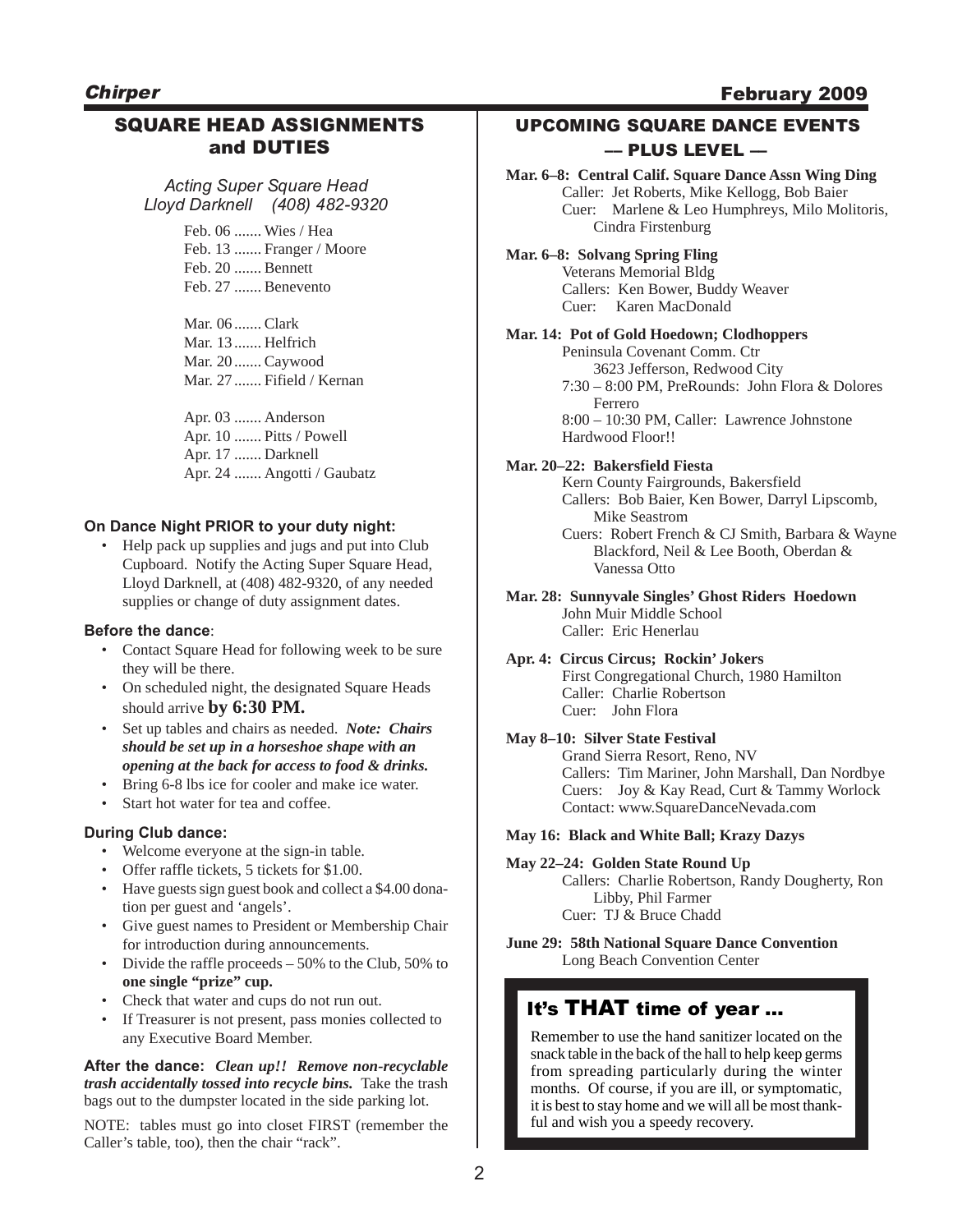## SQUARE HEAD ASSIGNMENTS and DUTIES

*Acting Super Square Head*
*Lloyd Darknell (408) 482-9320*

Feb. 06 ....... Wies / Hea
Feb. 13 ....... Franger / Moore
Feb. 20 ....... Bennett
Feb. 27 ....... Benevento

Mar. 06 ....... Clark
Mar. 13 ....... Helfrich
Mar. 20 ....... Caywood
Mar. 27 ....... Fifield / Kernan

Apr. 03 ....... Anderson
Apr. 10 ....... Pitts / Powell
Apr. 17 ....... Darknell
Apr. 24 ....... Angotti / Gaubatz

**On Dance Night PRIOR to your duty night:**

- Help pack up supplies and jugs and put into Club Cupboard. Notify the Acting Super Square Head, Lloyd Darknell, at (408) 482-9320, of any needed supplies or change of duty assignment dates.

**Before the dance**:

- Contact Square Head for following week to be sure they will be there.
- On scheduled night, the designated Square Heads should arrive **by 6:30 PM.**
- Set up tables and chairs as needed. ***Note: Chairs should be set up in a horseshoe shape with an opening at the back for access to food & drinks.***
- Bring 6-8 lbs ice for cooler and make ice water.
- Start hot water for tea and coffee.

**During Club dance:**

- Welcome everyone at the sign-in table.
- Offer raffle tickets, 5 tickets for $1.00.
- Have guests sign guest book and collect a $4.00 donation per guest and 'angels'.
- Give guest names to President or Membership Chair for introduction during announcements.
- Divide the raffle proceeds – 50% to the Club, 50% to **one single "prize" cup.**
- Check that water and cups do not run out.
- If Treasurer is not present, pass monies collected to any Executive Board Member.

**After the dance:** ***Clean up!! Remove non-recyclable trash accidentally tossed into recycle bins.*** Take the trash bags out to the dumpster located in the side parking lot.

NOTE: tables must go into closet FIRST (remember the Caller's table, too), then the chair "rack".

## UPCOMING SQUARE DANCE EVENTS — PLUS LEVEL —

**Mar. 6–8: Central Calif. Square Dance Assn Wing Ding**
Caller: Jet Roberts, Mike Kellogg, Bob Baier
Cuer: Marlene & Leo Humphreys, Milo Molitoris, Cindra Firstenburg

**Mar. 6–8: Solvang Spring Fling**
Veterans Memorial Bldg
Callers: Ken Bower, Buddy Weaver
Cuer: Karen MacDonald

**Mar. 14: Pot of Gold Hoedown; Clodhoppers**
Peninsula Covenant Comm. Ctr
3623 Jefferson, Redwood City
7:30 – 8:00 PM, PreRounds: John Flora & Dolores Ferrero
8:00 – 10:30 PM, Caller: Lawrence Johnstone
Hardwood Floor!!

**Mar. 20–22: Bakersfield Fiesta**
Kern County Fairgrounds, Bakersfield
Callers: Bob Baier, Ken Bower, Darryl Lipscomb, Mike Seastrom
Cuers: Robert French & CJ Smith, Barbara & Wayne Blackford, Neil & Lee Booth, Oberdan & Vanessa Otto

**Mar. 28: Sunnyvale Singles' Ghost Riders Hoedown**
John Muir Middle School
Caller: Eric Henerlau

**Apr. 4: Circus Circus; Rockin' Jokers**
First Congregational Church, 1980 Hamilton
Caller: Charlie Robertson
Cuer: John Flora

**May 8–10: Silver State Festival**
Grand Sierra Resort, Reno, NV
Callers: Tim Mariner, John Marshall, Dan Nordbye
Cuers: Joy & Kay Read, Curt & Tammy Worlock
Contact: www.SquareDanceNevada.com

**May 16: Black and White Ball; Krazy Dazys**

**May 22–24: Golden State Round Up**
Callers: Charlie Robertson, Randy Dougherty, Ron Libby, Phil Farmer
Cuer: TJ & Bruce Chadd

**June 29: 58th National Square Dance Convention**
Long Beach Convention Center

### It's THAT time of year ...

Remember to use the hand sanitizer located on the snack table in the back of the hall to help keep germs from spreading particularly during the winter months. Of course, if you are ill, or symptomatic, it is best to stay home and we will all be most thankful and wish you a speedy recovery.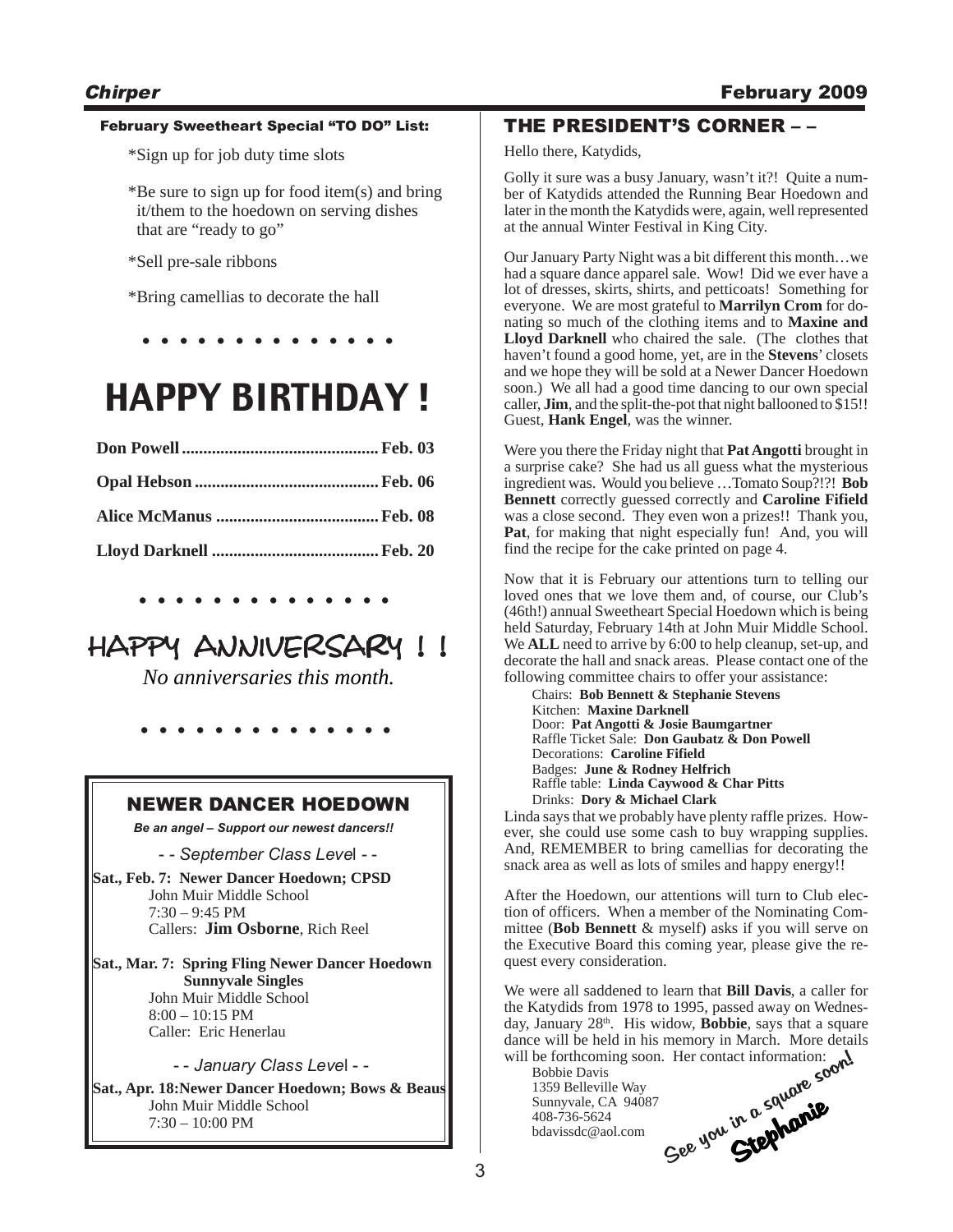### February Sweetheart Special "TO DO" List:

*Sign up for job duty time slots

*Be sure to sign up for food item(s) and bring it/them to the hoedown on serving dishes that are "ready to go"

*Sell pre-sale ribbons

*Bring camellias to decorate the hall

• • • • • • • • • • • • • •

# HAPPY BIRTHDAY !

**Don Powell............................................. Feb. 03**

**Opal Hebson........................................... Feb. 06**

**Alice McManus ...................................... Feb. 08**

**Lloyd Darknell ....................................... Feb. 20**

• • • • • • • • • • • • • •

# HAPPY ANNIVERSARY ! !

*No anniversaries this month.*

• • • • • • • • • • • • • •

## NEWER DANCER HOEDOWN

***Be an angel – Support our newest dancers!!***

*- - September Class Level - -*

**Sat., Feb. 7: Newer Dancer Hoedown; CPSD**
John Muir Middle School
7:30 – 9:45 PM
Callers: **Jim Osborne**, Rich Reel

**Sat., Mar. 7: Spring Fling Newer Dancer Hoedown**
**Sunnyvale Singles**
John Muir Middle School
8:00 – 10:15 PM
Caller: Eric Henerlau

*- - January Class Level - -*

**Sat., Apr. 18: Newer Dancer Hoedown; Bows & Beaus**
John Muir Middle School
7:30 – 10:00 PM

## THE PRESIDENT'S CORNER – –

Hello there, Katydids,

Golly it sure was a busy January, wasn't it?! Quite a number of Katydids attended the Running Bear Hoedown and later in the month the Katydids were, again, well represented at the annual Winter Festival in King City.

Our January Party Night was a bit different this month…we had a square dance apparel sale. Wow! Did we ever have a lot of dresses, skirts, shirts, and petticoats! Something for everyone. We are most grateful to **Marrilyn Crom** for donating so much of the clothing items and to **Maxine and Lloyd Darknell** who chaired the sale. (The clothes that haven't found a good home, yet, are in the **Stevens**' closets and we hope they will be sold at a Newer Dancer Hoedown soon.) We all had a good time dancing to our own special caller, **Jim**, and the split-the-pot that night ballooned to $15!! Guest, **Hank Engel**, was the winner.

Were you there the Friday night that **Pat Angotti** brought in a surprise cake? She had us all guess what the mysterious ingredient was. Would you believe …Tomato Soup?!?! **Bob Bennett** correctly guessed correctly and **Caroline Fifield** was a close second. They even won a prizes!! Thank you, **Pat**, for making that night especially fun! And, you will find the recipe for the cake printed on page 4.

Now that it is February our attentions turn to telling our loved ones that we love them and, of course, our Club's (46th!) annual Sweetheart Special Hoedown which is being held Saturday, February 14th at John Muir Middle School. We **ALL** need to arrive by 6:00 to help cleanup, set-up, and decorate the hall and snack areas. Please contact one of the following committee chairs to offer your assistance:

Chairs: **Bob Bennett & Stephanie Stevens**
Kitchen: **Maxine Darknell**
Door: **Pat Angotti & Josie Baumgartner**
Raffle Ticket Sale: **Don Gaubatz & Don Powell**
Decorations: **Caroline Fifield**
Badges: **June & Rodney Helfrich**
Raffle table: **Linda Caywood & Char Pitts**
Drinks: **Dory & Michael Clark**

Linda says that we probably have plenty raffle prizes. However, she could use some cash to buy wrapping supplies. And, REMEMBER to bring camellias for decorating the snack area as well as lots of smiles and happy energy!!

After the Hoedown, our attentions will turn to Club election of officers. When a member of the Nominating Committee (**Bob Bennett** & myself) asks if you will serve on the Executive Board this coming year, please give the request every consideration.

We were all saddened to learn that **Bill Davis**, a caller for the Katydids from 1978 to 1995, passed away on Wednesday, January 28th. His widow, **Bobbie**, says that a square dance will be held in his memory in March. More details will be forthcoming soon. Her contact information:

Bobbie Davis
1359 Belleville Way
Sunnyvale, CA 94087
408-736-5624
bdavissdc@aol.com

*See you in a square soon!*

***Stephanie***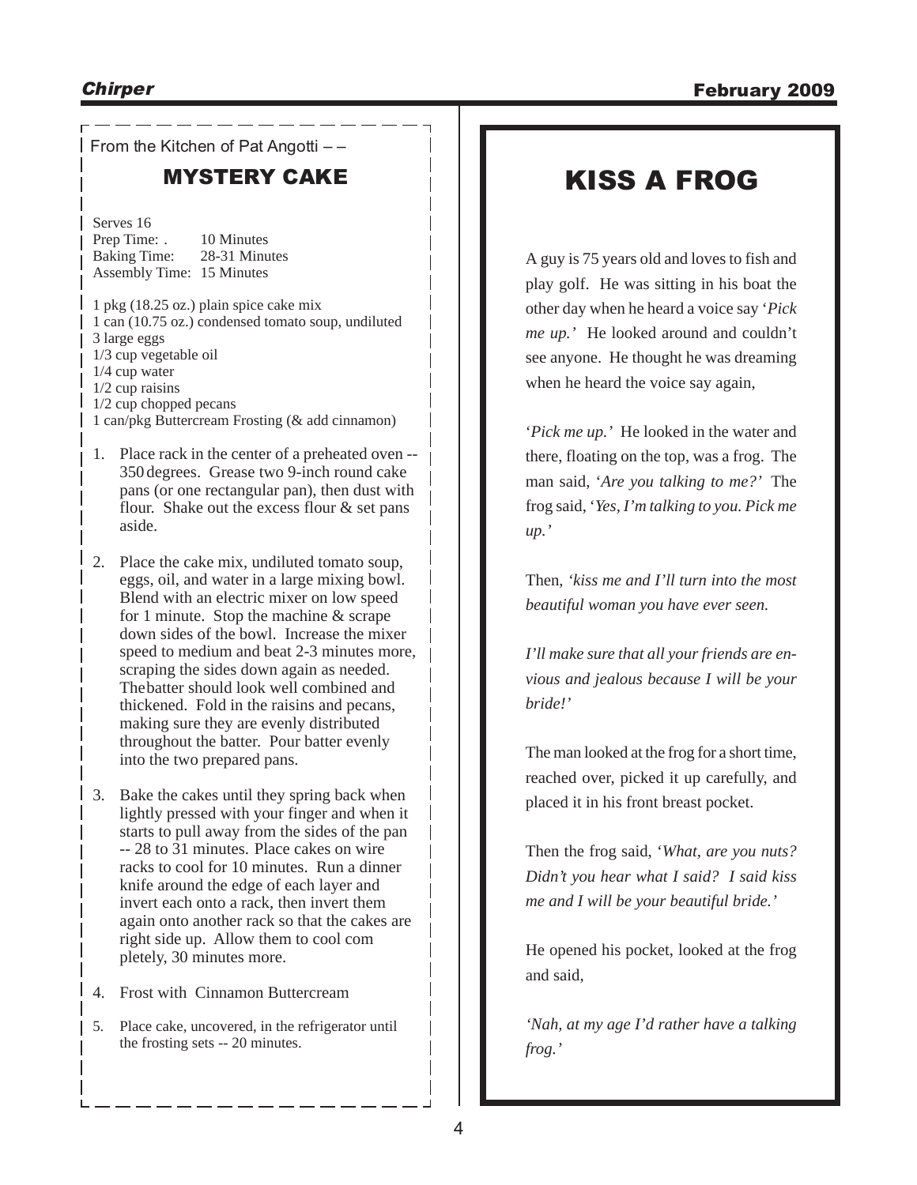From the Kitchen of Pat Angotti – –

## MYSTERY CAKE

Serves 16
Prep Time: . 10 Minutes
Baking Time: 28-31 Minutes
Assembly Time: 15 Minutes

1 pkg (18.25 oz.) plain spice cake mix
1 can (10.75 oz.) condensed tomato soup, undiluted
3 large eggs
1/3 cup vegetable oil
1/4 cup water
1/2 cup raisins
1/2 cup chopped pecans
1 can/pkg Buttercream Frosting (& add cinnamon)

1. Place rack in the center of a preheated oven -- 350 degrees. Grease two 9-inch round cake pans (or one rectangular pan), then dust with flour. Shake out the excess flour & set pans aside.
2. Place the cake mix, undiluted tomato soup, eggs, oil, and water in a large mixing bowl. Blend with an electric mixer on low speed for 1 minute. Stop the machine & scrape down sides of the bowl. Increase the mixer speed to medium and beat 2-3 minutes more, scraping the sides down again as needed. The batter should look well combined and thickened. Fold in the raisins and pecans, making sure they are evenly distributed throughout the batter. Pour batter evenly into the two prepared pans.
3. Bake the cakes until they spring back when lightly pressed with your finger and when it starts to pull away from the sides of the pan -- 28 to 31 minutes. Place cakes on wire racks to cool for 10 minutes. Run a dinner knife around the edge of each layer and invert each onto a rack, then invert them again onto another rack so that the cakes are right side up. Allow them to cool com pletely, 30 minutes more.
4. Frost with Cinnamon Buttercream
5. Place cake, uncovered, in the refrigerator until the frosting sets -- 20 minutes.

## KISS A FROG

A guy is 75 years old and loves to fish and play golf. He was sitting in his boat the other day when he heard a voice say '*Pick me up.*' He looked around and couldn't see anyone. He thought he was dreaming when he heard the voice say again,

'*Pick me up.*' He looked in the water and there, floating on the top, was a frog. The man said, '*Are you talking to me?*' The frog said, '*Yes, I'm talking to you. Pick me up.*'

Then, *'kiss me and I'll turn into the most beautiful woman you have ever seen.*

*I'll make sure that all your friends are envious and jealous because I will be your bride!'*

The man looked at the frog for a short time, reached over, picked it up carefully, and placed it in his front breast pocket.

Then the frog said, '*What, are you nuts? Didn't you hear what I said? I said kiss me and I will be your beautiful bride.*'

He opened his pocket, looked at the frog and said,

*'Nah, at my age I'd rather have a talking frog.'*